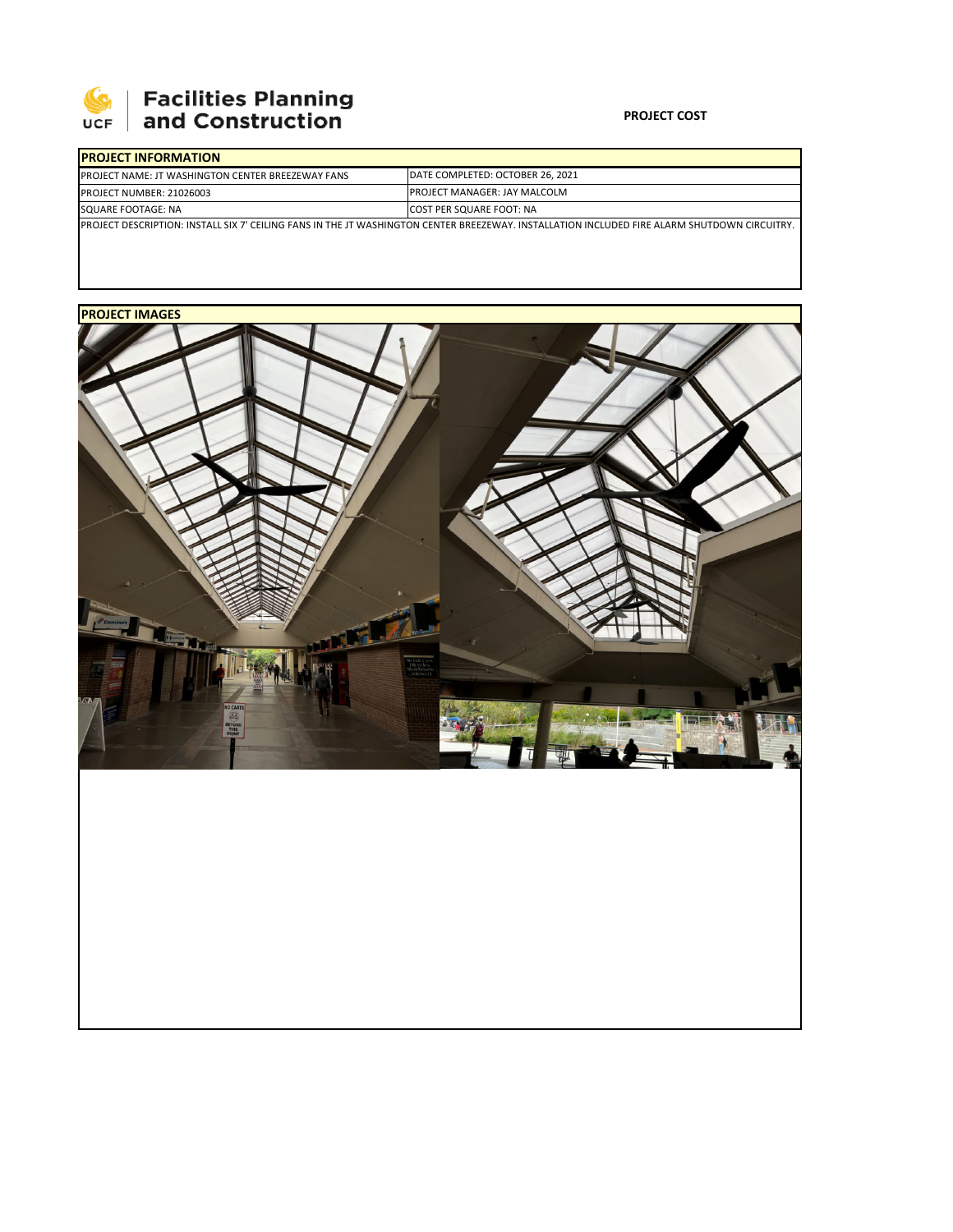# Facilities Planning and Construction

UCF

**PROJECT COST**

| PROJECT INFORMATION | |
|---|---|
| PROJECT NAME: JT WASHINGTON CENTER BREEZEWAY FANS | DATE COMPLETED: OCTOBER 26, 2021 |
| PROJECT NUMBER: 21026003 | PROJECT MANAGER: JAY MALCOLM |
| SQUARE FOOTAGE: NA | COST PER SQUARE FOOT: NA |

PROJECT DESCRIPTION: INSTALL SIX 7' CEILING FANS IN THE JT WASHINGTON CENTER BREEZEWAY. INSTALLATION INCLUDED FIRE ALARM SHUTDOWN CIRCUITRY.

**PROJECT IMAGES**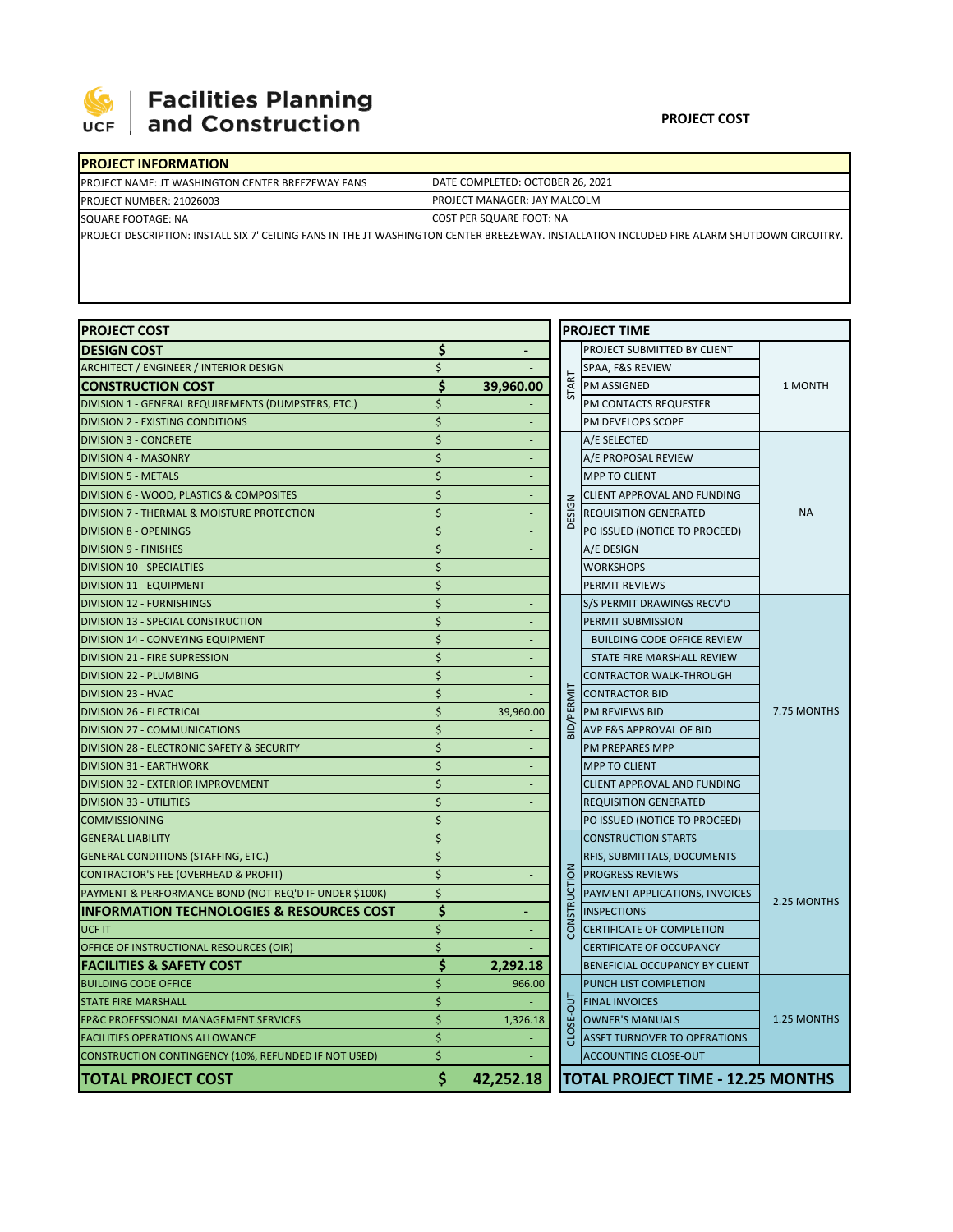Facilities Planning and Construction

**PROJECT COST**

| PROJECT INFORMATION | |
|---|---|
| PROJECT NAME: JT WASHINGTON CENTER BREEZEWAY FANS | DATE COMPLETED: OCTOBER 26, 2021 |
| PROJECT NUMBER: 21026003 | PROJECT MANAGER: JAY MALCOLM |
| SQUARE FOOTAGE: NA | COST PER SQUARE FOOT: NA |
| PROJECT DESCRIPTION: INSTALL SIX 7' CEILING FANS IN THE JT WASHINGTON CENTER BREEZEWAY. INSTALLATION INCLUDED FIRE ALARM SHUTDOWN CIRCUITRY. | |

| PROJECT COST | |
|---|---|
| **DESIGN COST** | **$ -** |
| ARCHITECT / ENGINEER / INTERIOR DESIGN | $ - |
| **CONSTRUCTION COST** | **$ 39,960.00** |
| DIVISION 1 - GENERAL REQUIREMENTS (DUMPSTERS, ETC.) | $ - |
| DIVISION 2 - EXISTING CONDITIONS | $ - |
| DIVISION 3 - CONCRETE | $ - |
| DIVISION 4 - MASONRY | $ - |
| DIVISION 5 - METALS | $ - |
| DIVISION 6 - WOOD, PLASTICS & COMPOSITES | $ - |
| DIVISION 7 - THERMAL & MOISTURE PROTECTION | $ - |
| DIVISION 8 - OPENINGS | $ - |
| DIVISION 9 - FINISHES | $ - |
| DIVISION 10 - SPECIALTIES | $ - |
| DIVISION 11 - EQUIPMENT | $ - |
| DIVISION 12 - FURNISHINGS | $ - |
| DIVISION 13 - SPECIAL CONSTRUCTION | $ - |
| DIVISION 14 - CONVEYING EQUIPMENT | $ - |
| DIVISION 21 - FIRE SUPRESSION | $ - |
| DIVISION 22 - PLUMBING | $ - |
| DIVISION 23 - HVAC | $ - |
| DIVISION 26 - ELECTRICAL | $ 39,960.00 |
| DIVISION 27 - COMMUNICATIONS | $ - |
| DIVISION 28 - ELECTRONIC SAFETY & SECURITY | $ - |
| DIVISION 31 - EARTHWORK | $ - |
| DIVISION 32 - EXTERIOR IMPROVEMENT | $ - |
| DIVISION 33 - UTILITIES | $ - |
| COMMISSIONING | $ - |
| GENERAL LIABILITY | $ - |
| GENERAL CONDITIONS (STAFFING, ETC.) | $ - |
| CONTRACTOR'S FEE (OVERHEAD & PROFIT) | $ - |
| PAYMENT & PERFORMANCE BOND (NOT REQ'D IF UNDER $100K) | $ - |
| **INFORMATION TECHNOLOGIES & RESOURCES COST** | **$ -** |
| UCF IT | $ - |
| OFFICE OF INSTRUCTIONAL RESOURCES (OIR) | $ - |
| **FACILITIES & SAFETY COST** | **$ 2,292.18** |
| BUILDING CODE OFFICE | $ 966.00 |
| STATE FIRE MARSHALL | $ - |
| FP&C PROFESSIONAL MANAGEMENT SERVICES | $ 1,326.18 |
| FACILITIES OPERATIONS ALLOWANCE | $ - |
| CONSTRUCTION CONTINGENCY (10%, REFUNDED IF NOT USED) | $ - |
| **TOTAL PROJECT COST** | **$ 42,252.18** |

| PROJECT TIME | | |
|---|---|---|
| START | PROJECT SUBMITTED BY CLIENT | 1 MONTH |
| | SPAA, F&S REVIEW | |
| | PM ASSIGNED | |
| | PM CONTACTS REQUESTER | |
| | PM DEVELOPS SCOPE | |
| DESIGN | A/E SELECTED | NA |
| | A/E PROPOSAL REVIEW | |
| | MPP TO CLIENT | |
| | CLIENT APPROVAL AND FUNDING | |
| | REQUISITION GENERATED | |
| | PO ISSUED (NOTICE TO PROCEED) | |
| | A/E DESIGN | |
| | WORKSHOPS | |
| | PERMIT REVIEWS | |
| BID/PERMIT | S/S PERMIT DRAWINGS RECV'D | 7.75 MONTHS |
| | PERMIT SUBMISSION | |
| | BUILDING CODE OFFICE REVIEW | |
| | STATE FIRE MARSHALL REVIEW | |
| | CONTRACTOR WALK-THROUGH | |
| | CONTRACTOR BID | |
| | PM REVIEWS BID | |
| | AVP F&S APPROVAL OF BID | |
| | PM PREPARES MPP | |
| | MPP TO CLIENT | |
| | CLIENT APPROVAL AND FUNDING | |
| | REQUISITION GENERATED | |
| | PO ISSUED (NOTICE TO PROCEED) | |
| CONSTRUCTION | CONSTRUCTION STARTS | 2.25 MONTHS |
| | RFIS, SUBMITTALS, DOCUMENTS | |
| | PROGRESS REVIEWS | |
| | PAYMENT APPLICATIONS, INVOICES | |
| | INSPECTIONS | |
| | CERTIFICATE OF COMPLETION | |
| | CERTIFICATE OF OCCUPANCY | |
| | BENEFICIAL OCCUPANCY BY CLIENT | |
| CLOSE-OUT | PUNCH LIST COMPLETION | 1.25 MONTHS |
| | FINAL INVOICES | |
| | OWNER'S MANUALS | |
| | ASSET TURNOVER TO OPERATIONS | |
| | ACCOUNTING CLOSE-OUT | |
| **TOTAL PROJECT TIME - 12.25 MONTHS** | | |